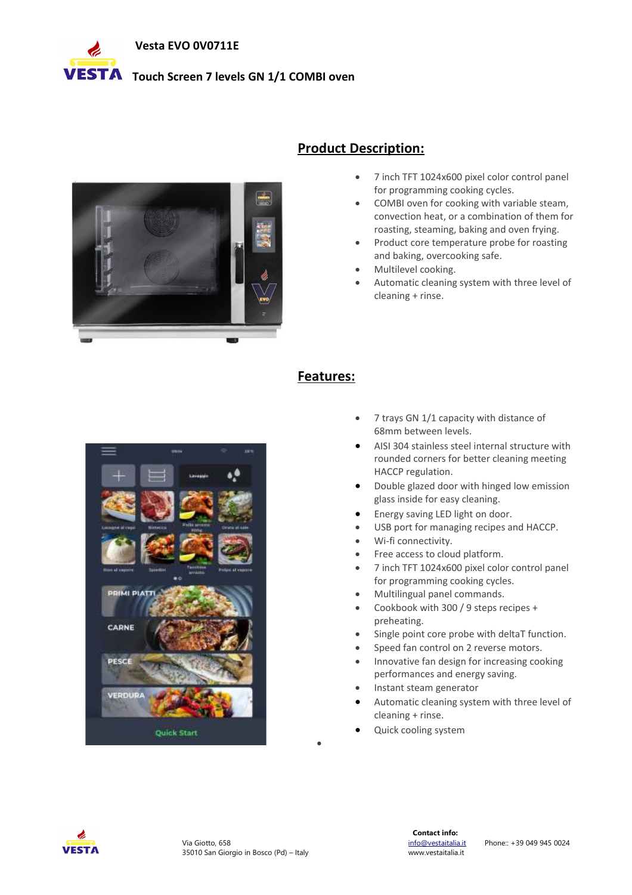# Vesta EVO 0V0711E

## Touch Screen 7 levels GN 1/1 COMBI oven

## Product Description:

- 7 inch TFT 1024x600 pixel color control panel for programming cooking cycles.
- COMBI oven for cooking with variable steam, convection heat, or a combination of them for roasting, steaming, baking and oven frying.
- Product core temperature probe for roasting and baking, overcooking safe.
- Multilevel cooking.
- Automatic cleaning system with three level of cleaning + rinse.

## Features:

- 7 trays GN 1/1 capacity with distance of 68mm between levels.
- AISI 304 stainless steel internal structure with rounded corners for better cleaning meeting HACCP regulation.
- Double glazed door with hinged low emission glass inside for easy cleaning.
- Energy saving LED light on door.
- USB port for managing recipes and HACCP.
- Wi-fi connectivity.
- Free access to cloud platform.
- 7 inch TFT 1024x600 pixel color control panel for programming cooking cycles.
- Multilingual panel commands.
- Cookbook with 300 / 9 steps recipes + preheating.
- Single point core probe with deltaT function.
- Speed fan control on 2 reverse motors.
- Innovative fan design for increasing cooking performances and energy saving.
- Instant steam generator
- Automatic cleaning system with three level of cleaning + rinse.
- Quick cooling system

Via Giotto, 658
35010 San Giorgio in Bosco (Pd) – Italy

**Contact info:**
info@vestaitalia.it
www.vestaitalia.it

Phone:: +39 049 945 0024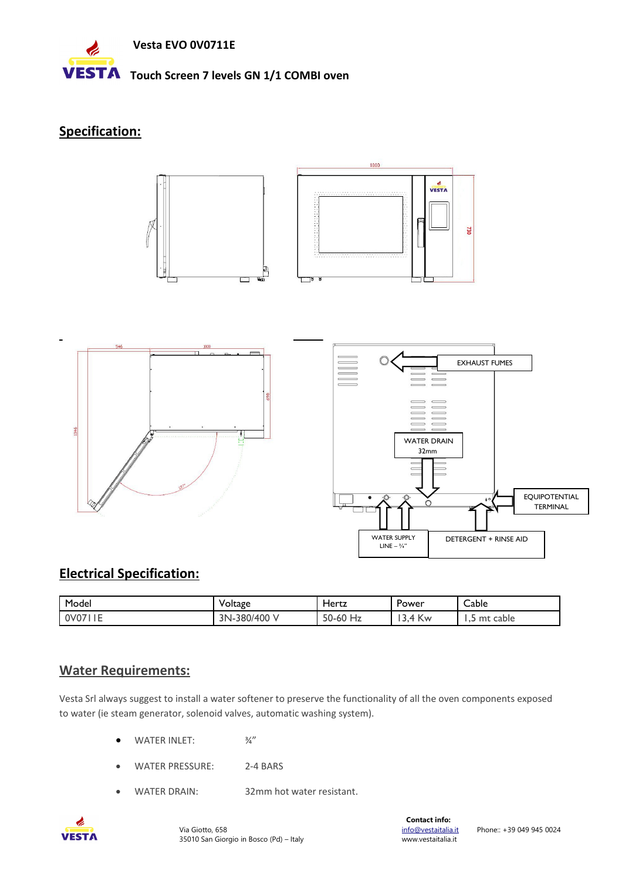Vesta EVO 0V0711E

Touch Screen 7 levels GN 1/1 COMBI oven

## Specification:

EXHAUST FUMES

WATER DRAIN 32mm

EQUIPOTENTIAL TERMINAL

WATER SUPPLY LINE – ¾"

DETERGENT + RINSE AID

## Electrical Specification:

| Model | Voltage | Hertz | Power | Cable |
|---|---|---|---|---|
| 0V0711E | 3N-380/400 V | 50-60 Hz | 13,4 Kw | 1,5 mt cable |

## Water Requirements:

Vesta Srl always suggest to install a water softener to preserve the functionality of all the oven components exposed to water (ie steam generator, solenoid valves, automatic washing system).

- WATER INLET: ¾"
- WATER PRESSURE: 2-4 BARS
- WATER DRAIN: 32mm hot water resistant.

Via Giotto, 658
35010 San Giorgio in Bosco (Pd) – Italy

**Contact info:**
info@vestaitalia.it
www.vestaitalia.it

Phone:: +39 049 945 0024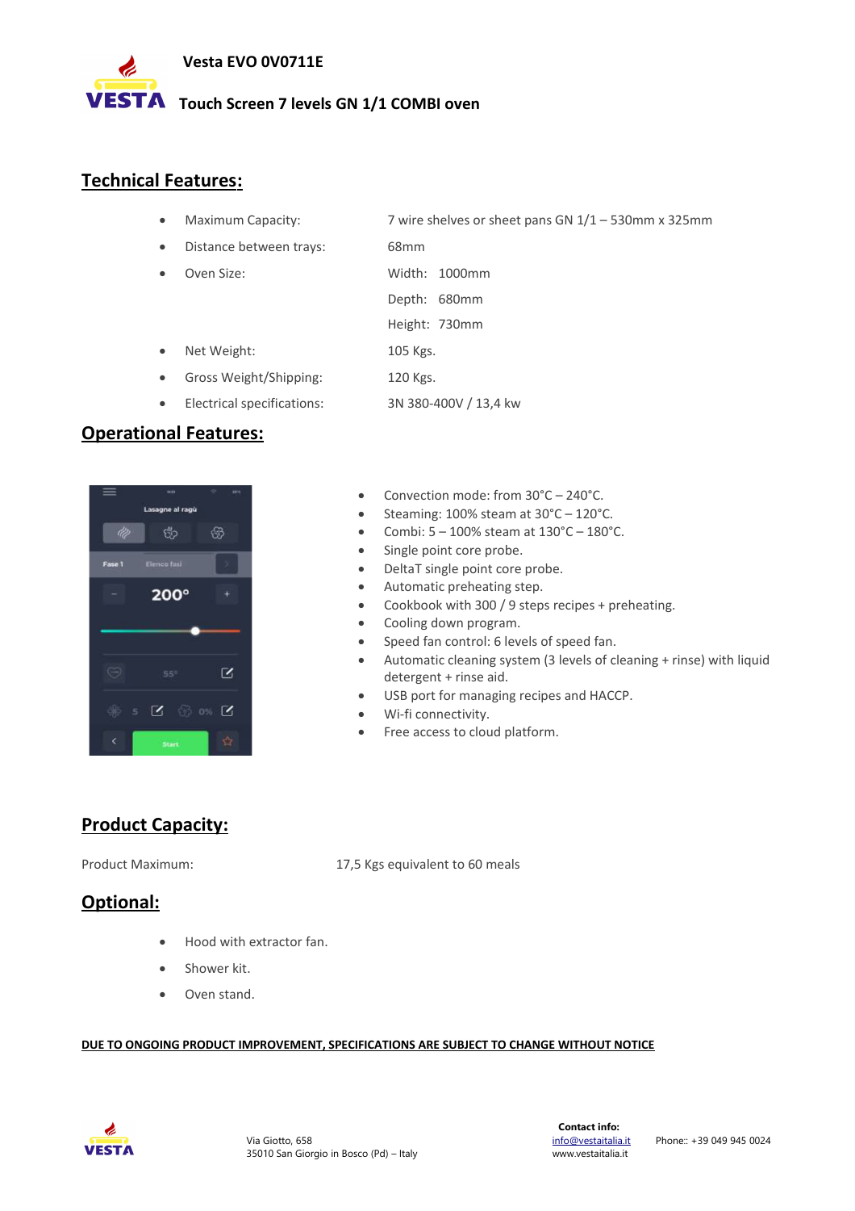**Vesta EVO 0V0711E**

**Touch Screen 7 levels GN 1/1 COMBI oven**

## Technical Features:

| | |
|---|---|
| Maximum Capacity: | 7 wire shelves or sheet pans GN 1/1 – 530mm x 325mm |
| Distance between trays: | 68mm |
| Oven Size: | Width: 1000mm |
| | Depth: 680mm |
| | Height: 730mm |
| Net Weight: | 105 Kgs. |
| Gross Weight/Shipping: | 120 Kgs. |
| Electrical specifications: | 3N 380-400V / 13,4 kw |

## Operational Features:

- Convection mode: from 30°C – 240°C.
- Steaming: 100% steam at 30°C – 120°C.
- Combi: 5 – 100% steam at 130°C – 180°C.
- Single point core probe.
- DeltaT single point core probe.
- Automatic preheating step.
- Cookbook with 300 / 9 steps recipes + preheating.
- Cooling down program.
- Speed fan control: 6 levels of speed fan.
- Automatic cleaning system (3 levels of cleaning + rinse) with liquid detergent + rinse aid.
- USB port for managing recipes and HACCP.
- Wi-fi connectivity.
- Free access to cloud platform.

## Product Capacity:

Product Maximum: 17,5 Kgs equivalent to 60 meals

## Optional:

- Hood with extractor fan.
- Shower kit.
- Oven stand.

**DUE TO ONGOING PRODUCT IMPROVEMENT, SPECIFICATIONS ARE SUBJECT TO CHANGE WITHOUT NOTICE**

Via Giotto, 658
35010 San Giorgio in Bosco (Pd) – Italy

**Contact info:**
info@vestaitalia.it
www.vestaitalia.it

Phone:: +39 049 945 0024